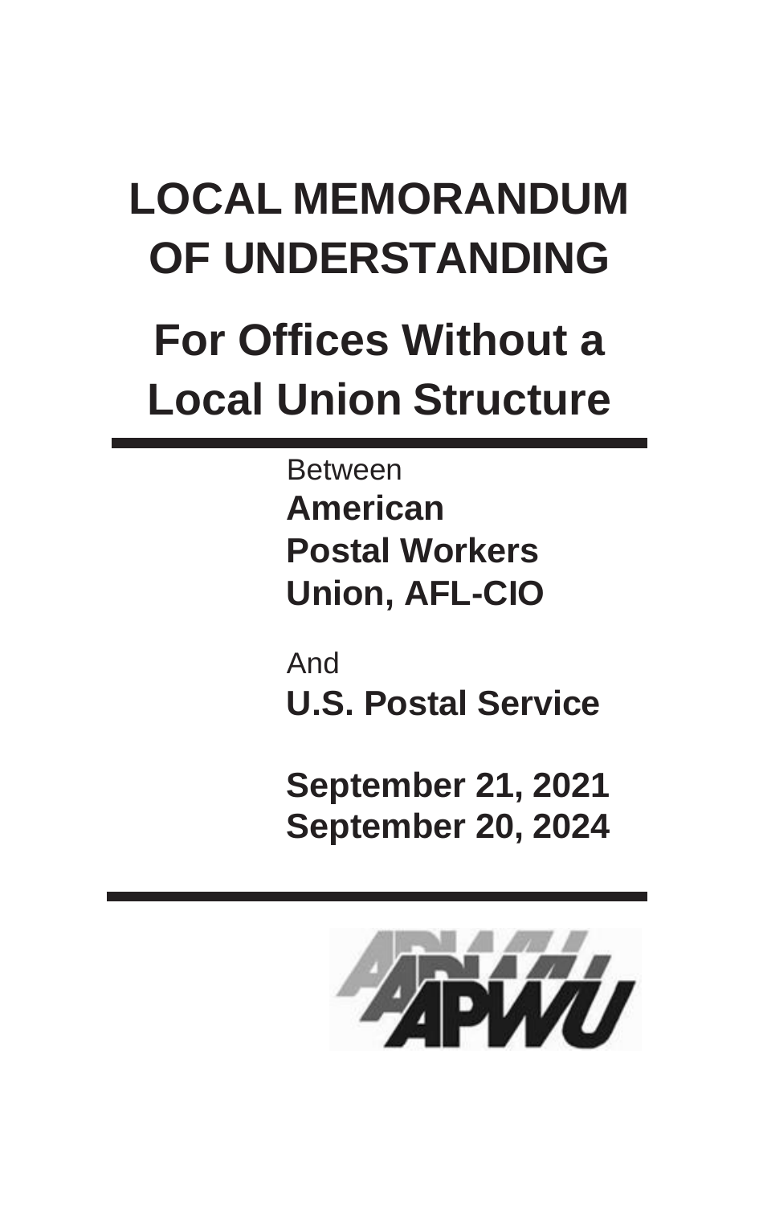# LOCAL MEMORANDUM OF UNDERSTANDING

## For Offices Without a Local Union Structure

Between

**American Postal Workers Union, AFL-CIO**

And

**U.S. Postal Service**

**September 21, 2021**
**September 20, 2024**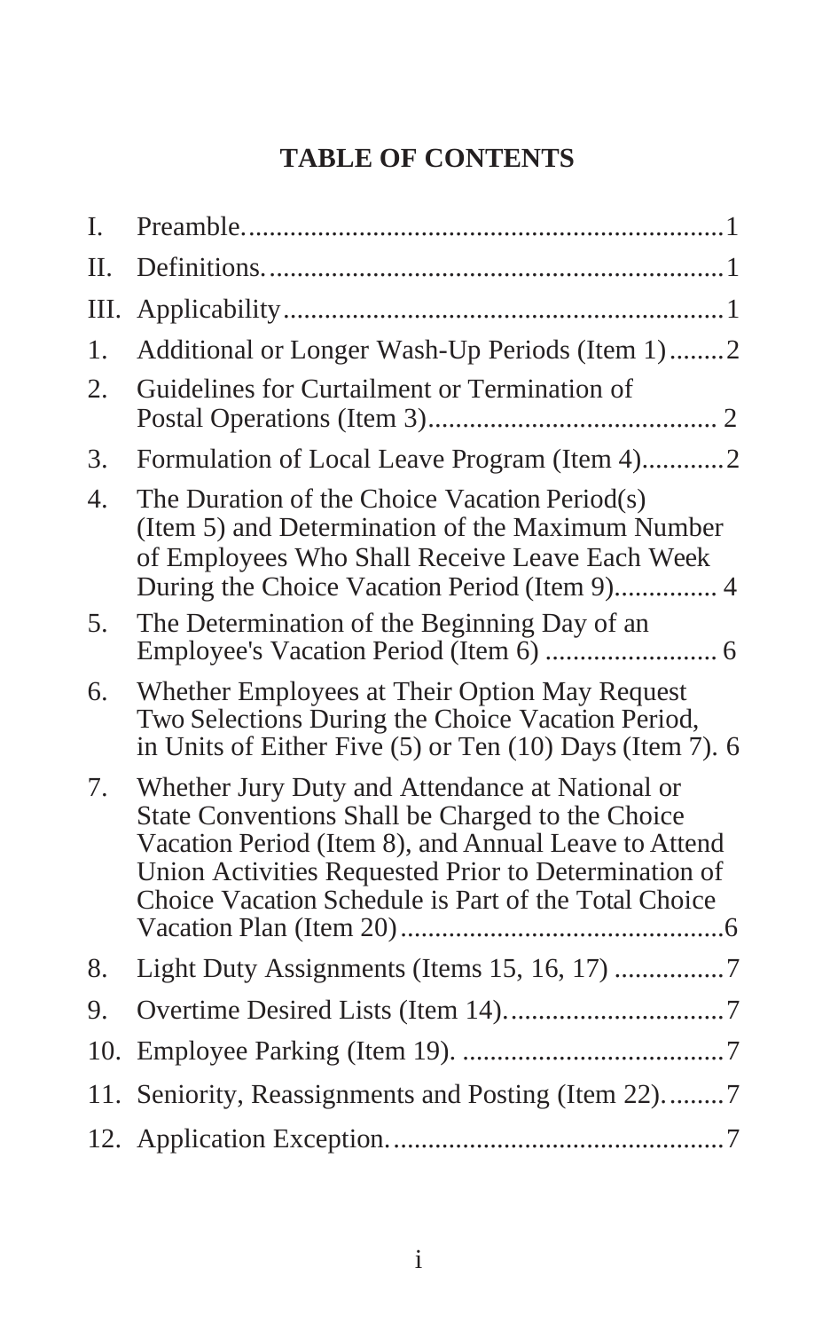# TABLE OF CONTENTS

I. Preamble....................................................................1

II. Definitions.................................................................1

III. Applicability..............................................................1

1. Additional or Longer Wash-Up Periods (Item 1)........2

2. Guidelines for Curtailment or Termination of Postal Operations (Item 3).......................................... 2

3. Formulation of Local Leave Program (Item 4)............2

4. The Duration of the Choice Vacation Period(s) (Item 5) and Determination of the Maximum Number of Employees Who Shall Receive Leave Each Week During the Choice Vacation Period (Item 9)............... 4

5. The Determination of the Beginning Day of an Employee's Vacation Period (Item 6) ......................... 6

6. Whether Employees at Their Option May Request Two Selections During the Choice Vacation Period, in Units of Either Five (5) or Ten (10) Days (Item 7). 6

7. Whether Jury Duty and Attendance at National or State Conventions Shall be Charged to the Choice Vacation Period (Item 8), and Annual Leave to Attend Union Activities Requested Prior to Determination of Choice Vacation Schedule is Part of the Total Choice Vacation Plan (Item 20)................................................6

8. Light Duty Assignments (Items 15, 16, 17) ...............7

9. Overtime Desired Lists (Item 14)...............................7

10. Employee Parking (Item 19). ......................................7

11. Seniority, Reassignments and Posting (Item 22).........7

12. Application Exception.................................................7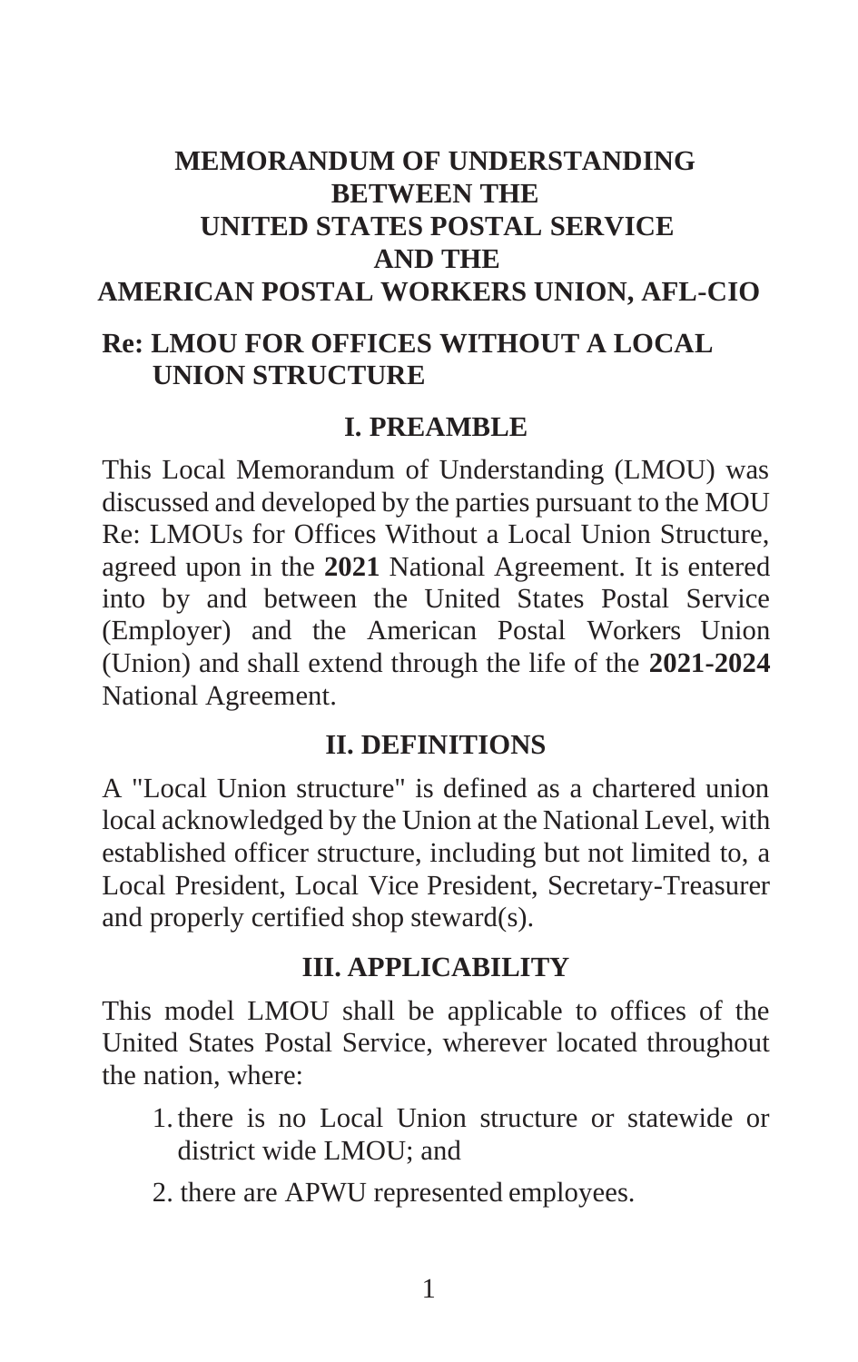# MEMORANDUM OF UNDERSTANDING BETWEEN THE UNITED STATES POSTAL SERVICE AND THE AMERICAN POSTAL WORKERS UNION, AFL-CIO

## Re: LMOU FOR OFFICES WITHOUT A LOCAL UNION STRUCTURE

### I. PREAMBLE

This Local Memorandum of Understanding (LMOU) was discussed and developed by the parties pursuant to the MOU Re: LMOUs for Offices Without a Local Union Structure, agreed upon in the **2021** National Agreement. It is entered into by and between the United States Postal Service (Employer) and the American Postal Workers Union (Union) and shall extend through the life of the **2021-2024** National Agreement.

### II. DEFINITIONS

A "Local Union structure" is defined as a chartered union local acknowledged by the Union at the National Level, with established officer structure, including but not limited to, a Local President, Local Vice President, Secretary-Treasurer and properly certified shop steward(s).

### III. APPLICABILITY

This model LMOU shall be applicable to offices of the United States Postal Service, wherever located throughout the nation, where:

1. there is no Local Union structure or statewide or district wide LMOU; and
2. there are APWU represented employees.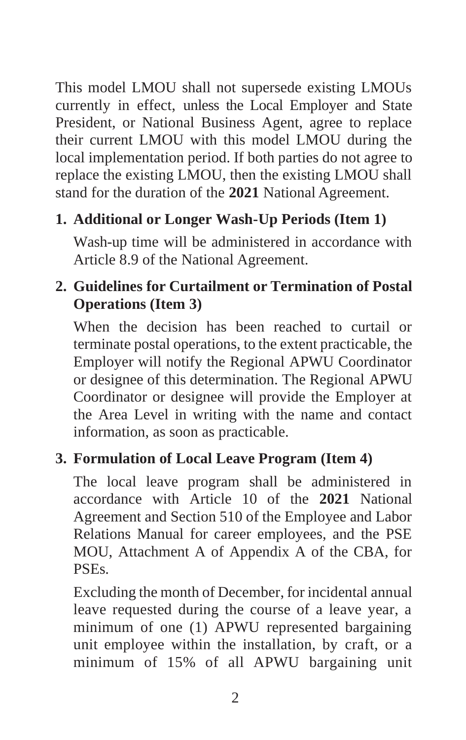This model LMOU shall not supersede existing LMOUs currently in effect, unless the Local Employer and State President, or National Business Agent, agree to replace their current LMOU with this model LMOU during the local implementation period. If both parties do not agree to replace the existing LMOU, then the existing LMOU shall stand for the duration of the **2021** National Agreement.

1. **Additional or Longer Wash-Up Periods (Item 1)**

   Wash-up time will be administered in accordance with Article 8.9 of the National Agreement.

2. **Guidelines for Curtailment or Termination of Postal Operations (Item 3)**

   When the decision has been reached to curtail or terminate postal operations, to the extent practicable, the Employer will notify the Regional APWU Coordinator or designee of this determination. The Regional APWU Coordinator or designee will provide the Employer at the Area Level in writing with the name and contact information, as soon as practicable.

3. **Formulation of Local Leave Program (Item 4)**

   The local leave program shall be administered in accordance with Article 10 of the **2021** National Agreement and Section 510 of the Employee and Labor Relations Manual for career employees, and the PSE MOU, Attachment A of Appendix A of the CBA, for PSEs.

   Excluding the month of December, for incidental annual leave requested during the course of a leave year, a minimum of one (1) APWU represented bargaining unit employee within the installation, by craft, or a minimum of 15% of all APWU bargaining unit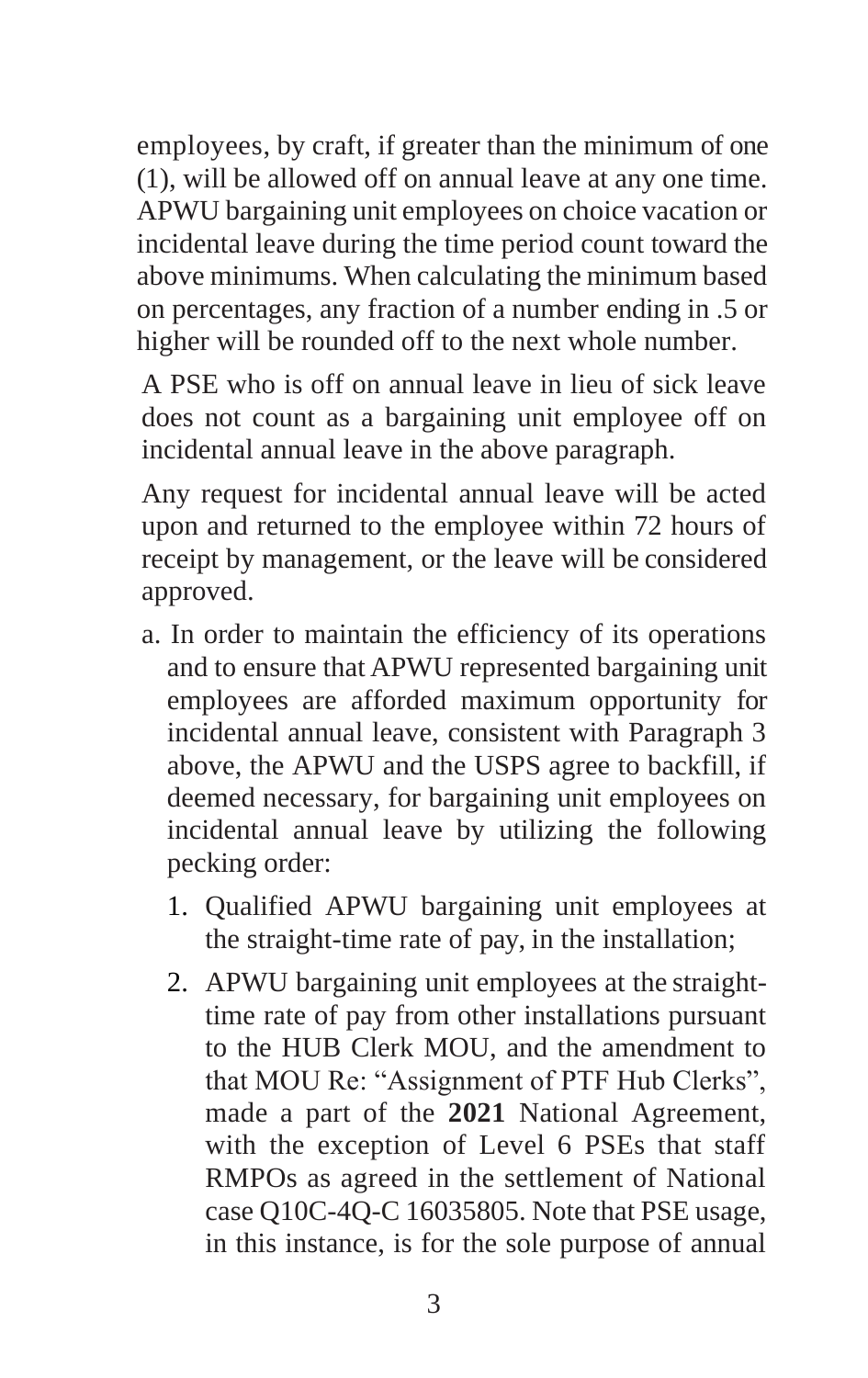employees, by craft, if greater than the minimum of one (1), will be allowed off on annual leave at any one time. APWU bargaining unit employees on choice vacation or incidental leave during the time period count toward the above minimums. When calculating the minimum based on percentages, any fraction of a number ending in .5 or higher will be rounded off to the next whole number.

A PSE who is off on annual leave in lieu of sick leave does not count as a bargaining unit employee off on incidental annual leave in the above paragraph.

Any request for incidental annual leave will be acted upon and returned to the employee within 72 hours of receipt by management, or the leave will be considered approved.

a. In order to maintain the efficiency of its operations and to ensure that APWU represented bargaining unit employees are afforded maximum opportunity for incidental annual leave, consistent with Paragraph 3 above, the APWU and the USPS agree to backfill, if deemed necessary, for bargaining unit employees on incidental annual leave by utilizing the following pecking order:

   1. Qualified APWU bargaining unit employees at the straight-time rate of pay, in the installation;
   2. APWU bargaining unit employees at the straight-time rate of pay from other installations pursuant to the HUB Clerk MOU, and the amendment to that MOU Re: "Assignment of PTF Hub Clerks", made a part of the **2021** National Agreement, with the exception of Level 6 PSEs that staff RMPOs as agreed in the settlement of National case Q10C-4Q-C 16035805. Note that PSE usage, in this instance, is for the sole purpose of annual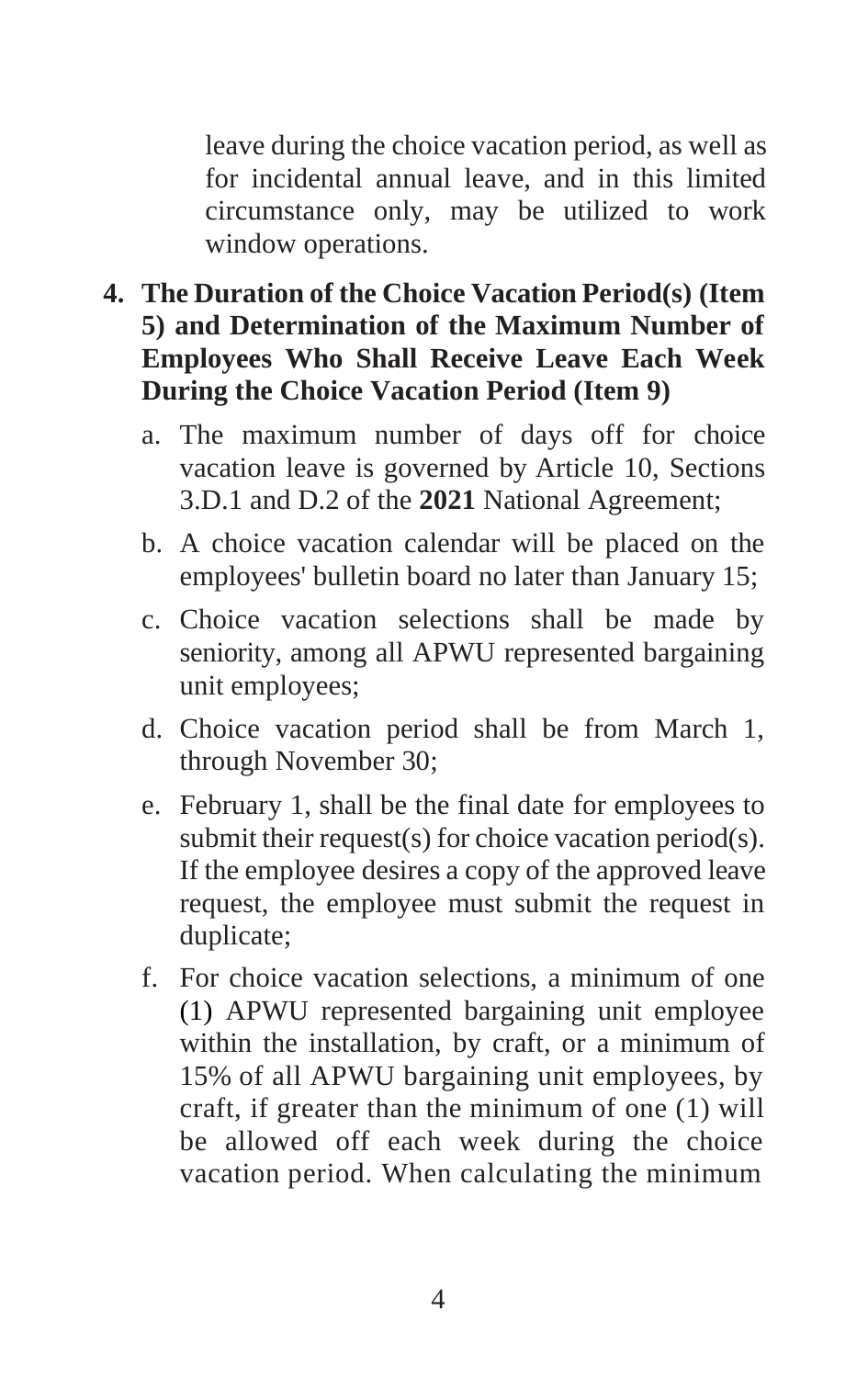leave during the choice vacation period, as well as for incidental annual leave, and in this limited circumstance only, may be utilized to work window operations.

4. **The Duration of the Choice Vacation Period(s) (Item 5) and Determination of the Maximum Number of Employees Who Shall Receive Leave Each Week During the Choice Vacation Period (Item 9)**

   a. The maximum number of days off for choice vacation leave is governed by Article 10, Sections 3.D.1 and D.2 of the **2021** National Agreement;

   b. A choice vacation calendar will be placed on the employees' bulletin board no later than January 15;

   c. Choice vacation selections shall be made by seniority, among all APWU represented bargaining unit employees;

   d. Choice vacation period shall be from March 1, through November 30;

   e. February 1, shall be the final date for employees to submit their request(s) for choice vacation period(s). If the employee desires a copy of the approved leave request, the employee must submit the request in duplicate;

   f. For choice vacation selections, a minimum of one (1) APWU represented bargaining unit employee within the installation, by craft, or a minimum of 15% of all APWU bargaining unit employees, by craft, if greater than the minimum of one (1) will be allowed off each week during the choice vacation period. When calculating the minimum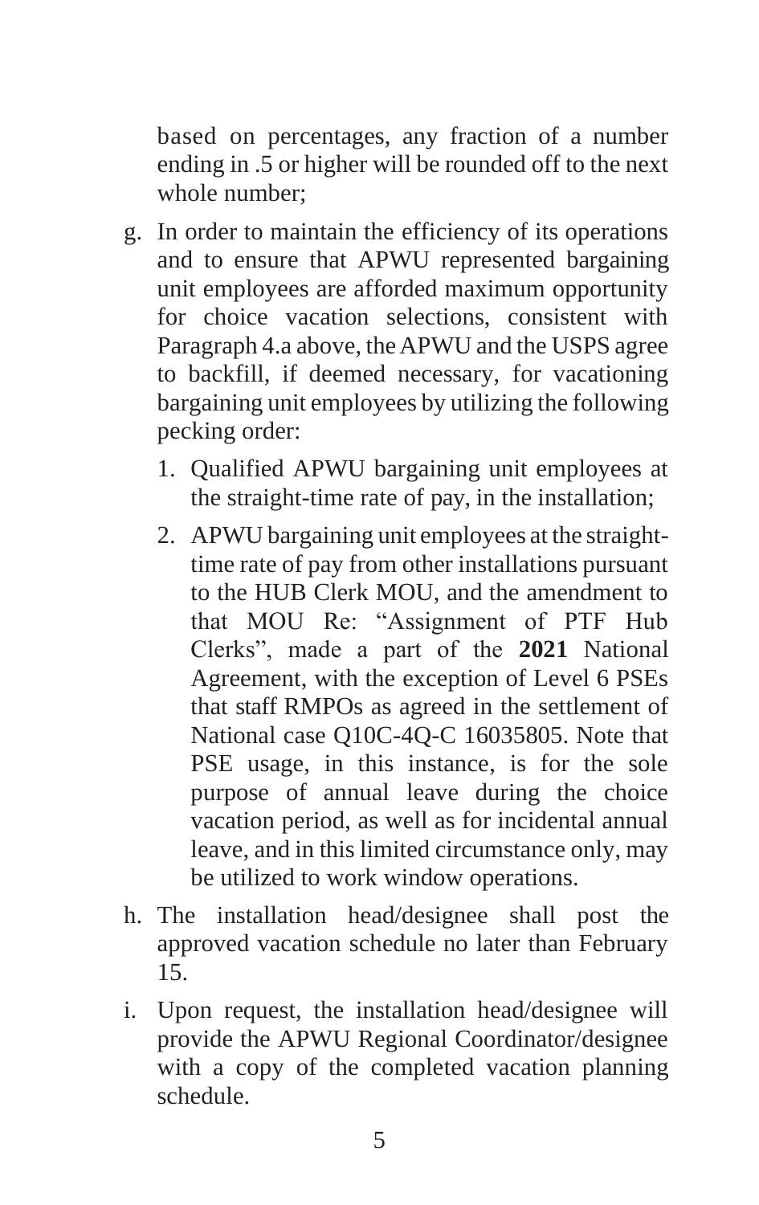based on percentages, any fraction of a number ending in .5 or higher will be rounded off to the next whole number;

g. In order to maintain the efficiency of its operations and to ensure that APWU represented bargaining unit employees are afforded maximum opportunity for choice vacation selections, consistent with Paragraph 4.a above, the APWU and the USPS agree to backfill, if deemed necessary, for vacationing bargaining unit employees by utilizing the following pecking order:

   1. Qualified APWU bargaining unit employees at the straight-time rate of pay, in the installation;

   2. APWU bargaining unit employees at the straight-time rate of pay from other installations pursuant to the HUB Clerk MOU, and the amendment to that MOU Re: "Assignment of PTF Hub Clerks", made a part of the **2021** National Agreement, with the exception of Level 6 PSEs that staff RMPOs as agreed in the settlement of National case Q10C-4Q-C 16035805. Note that PSE usage, in this instance, is for the sole purpose of annual leave during the choice vacation period, as well as for incidental annual leave, and in this limited circumstance only, may be utilized to work window operations.

h. The installation head/designee shall post the approved vacation schedule no later than February 15.

i. Upon request, the installation head/designee will provide the APWU Regional Coordinator/designee with a copy of the completed vacation planning schedule.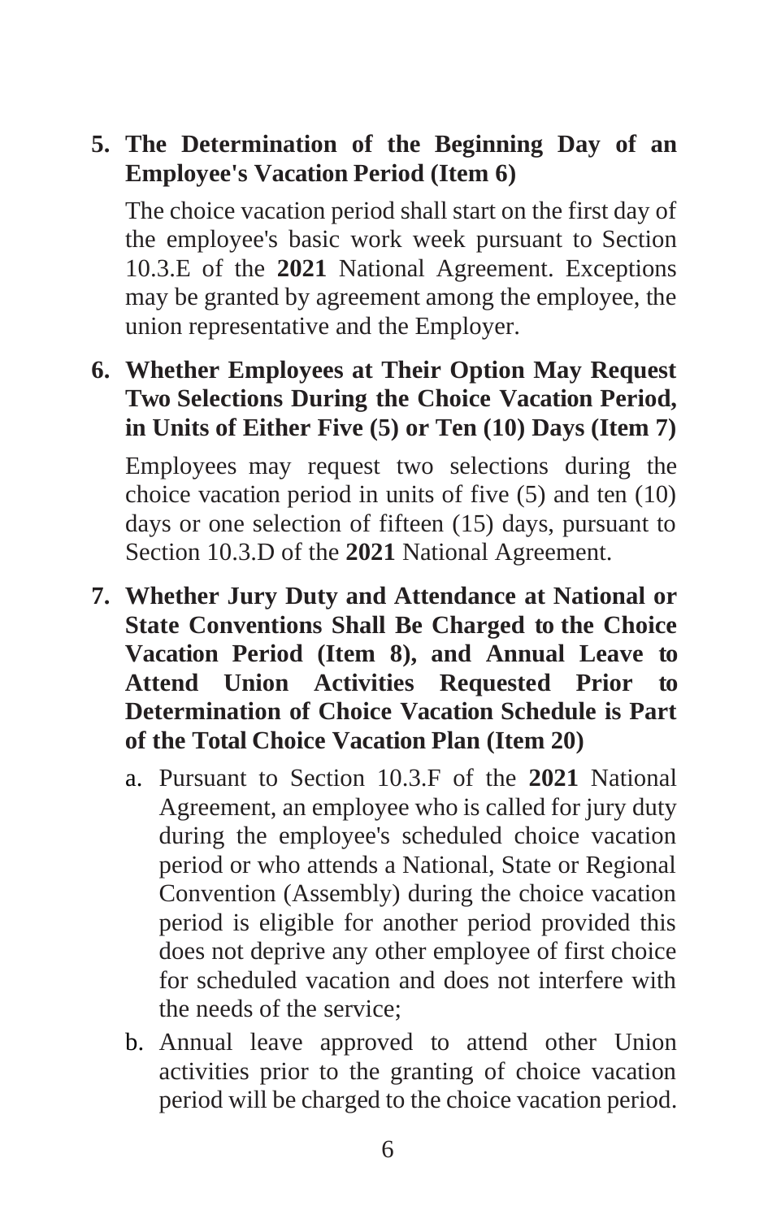**5. The Determination of the Beginning Day of an Employee's Vacation Period (Item 6)**

The choice vacation period shall start on the first day of the employee's basic work week pursuant to Section 10.3.E of the **2021** National Agreement. Exceptions may be granted by agreement among the employee, the union representative and the Employer.

**6. Whether Employees at Their Option May Request Two Selections During the Choice Vacation Period, in Units of Either Five (5) or Ten (10) Days (Item 7)**

Employees may request two selections during the choice vacation period in units of five (5) and ten (10) days or one selection of fifteen (15) days, pursuant to Section 10.3.D of the **2021** National Agreement.

**7. Whether Jury Duty and Attendance at National or State Conventions Shall Be Charged to the Choice Vacation Period (Item 8), and Annual Leave to Attend Union Activities Requested Prior to Determination of Choice Vacation Schedule is Part of the Total Choice Vacation Plan (Item 20)**

a. Pursuant to Section 10.3.F of the **2021** National Agreement, an employee who is called for jury duty during the employee's scheduled choice vacation period or who attends a National, State or Regional Convention (Assembly) during the choice vacation period is eligible for another period provided this does not deprive any other employee of first choice for scheduled vacation and does not interfere with the needs of the service;

b. Annual leave approved to attend other Union activities prior to the granting of choice vacation period will be charged to the choice vacation period.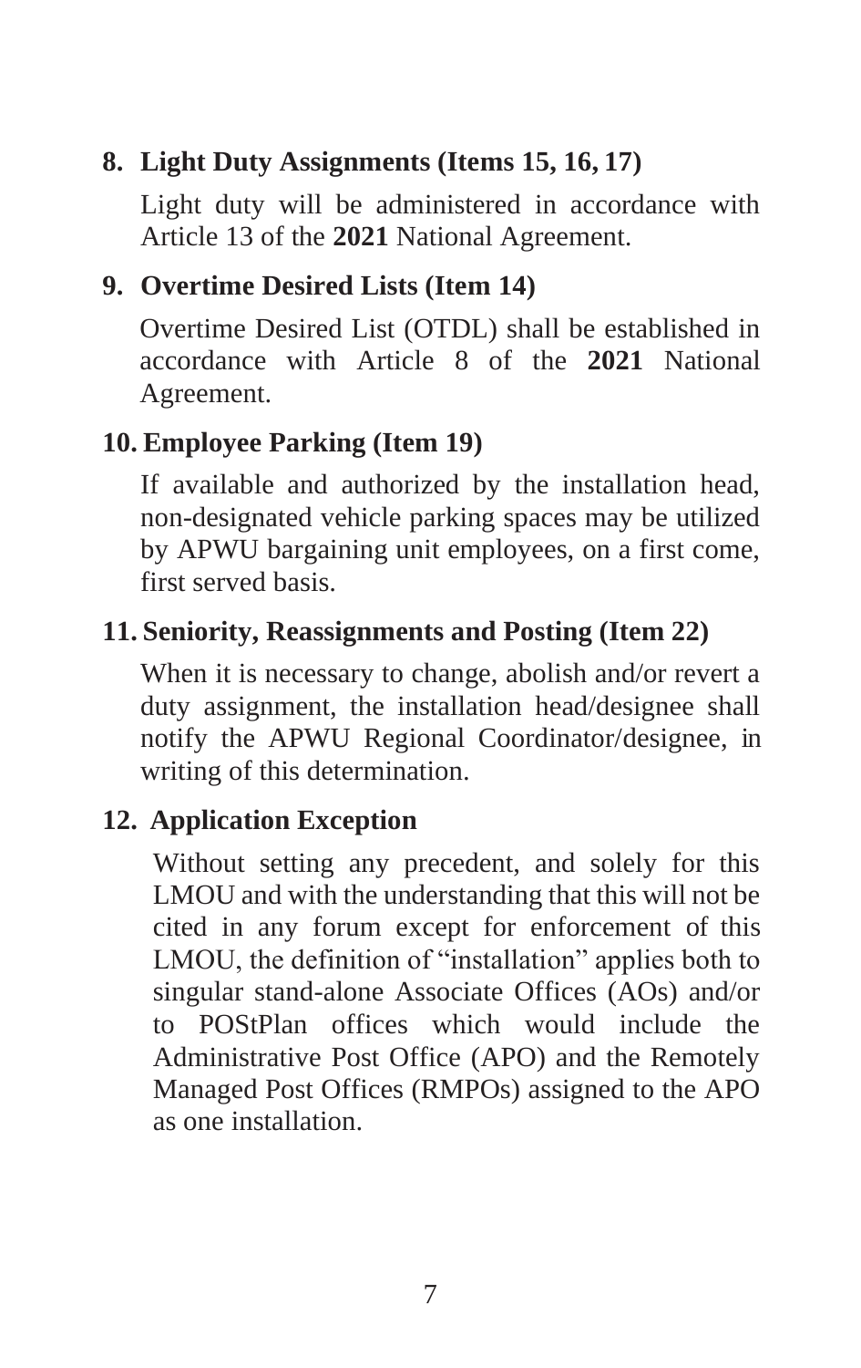## 8. Light Duty Assignments (Items 15, 16, 17)

Light duty will be administered in accordance with Article 13 of the **2021** National Agreement.

## 9. Overtime Desired Lists (Item 14)

Overtime Desired List (OTDL) shall be established in accordance with Article 8 of the **2021** National Agreement.

## 10. Employee Parking (Item 19)

If available and authorized by the installation head, non-designated vehicle parking spaces may be utilized by APWU bargaining unit employees, on a first come, first served basis.

## 11. Seniority, Reassignments and Posting (Item 22)

When it is necessary to change, abolish and/or revert a duty assignment, the installation head/designee shall notify the APWU Regional Coordinator/designee, in writing of this determination.

## 12. Application Exception

Without setting any precedent, and solely for this LMOU and with the understanding that this will not be cited in any forum except for enforcement of this LMOU, the definition of "installation" applies both to singular stand-alone Associate Offices (AOs) and/or to POStPlan offices which would include the Administrative Post Office (APO) and the Remotely Managed Post Offices (RMPOs) assigned to the APO as one installation.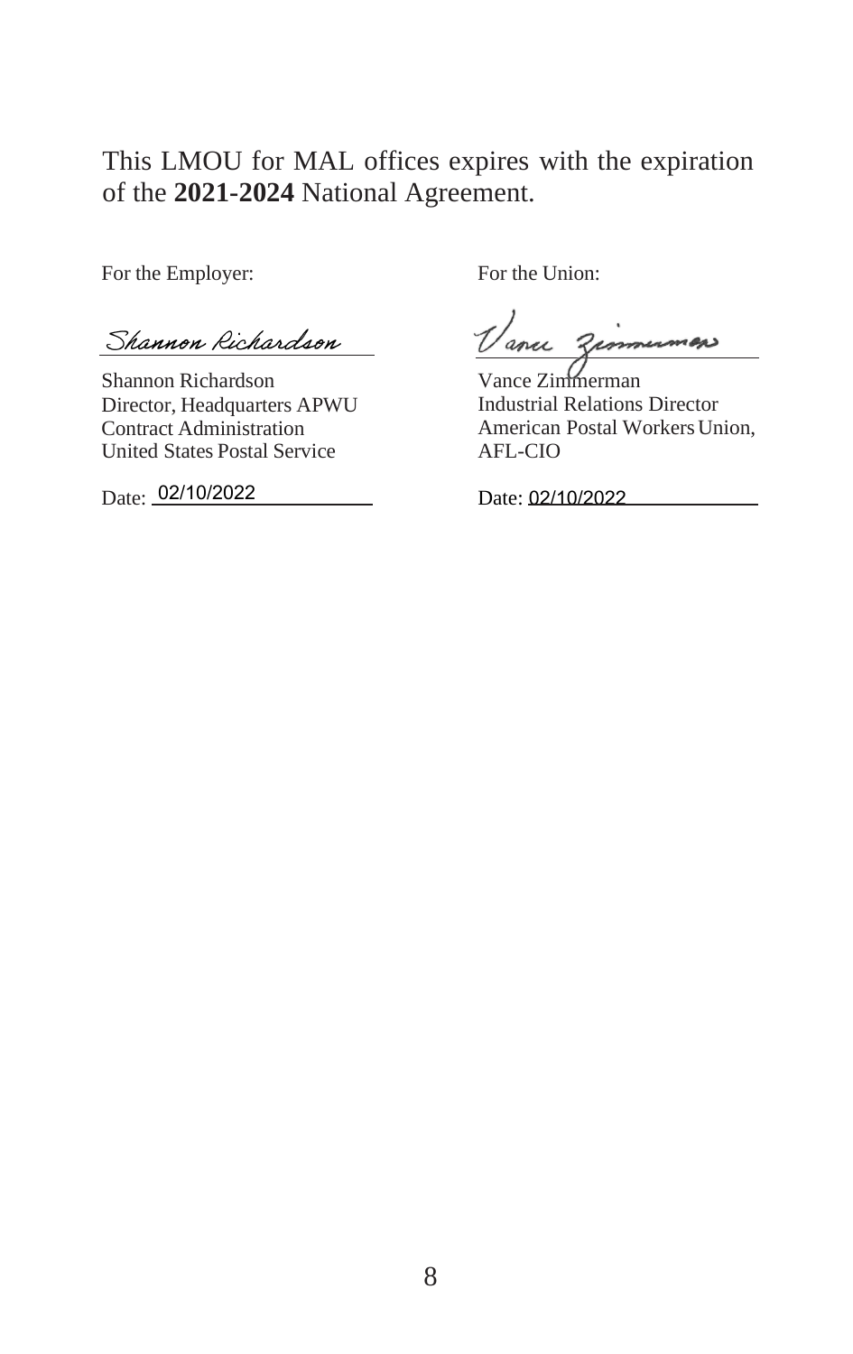This LMOU for MAL offices expires with the expiration of the **2021-2024** National Agreement.

For the Employer:

Shannon Richardson

Shannon Richardson
Director, Headquarters APWU
Contract Administration
United States Postal Service

Date: 02/10/2022

For the Union:

Vance Zimmerman

Vance Zimmerman
Industrial Relations Director
American Postal Workers Union, AFL-CIO

Date: 02/10/2022